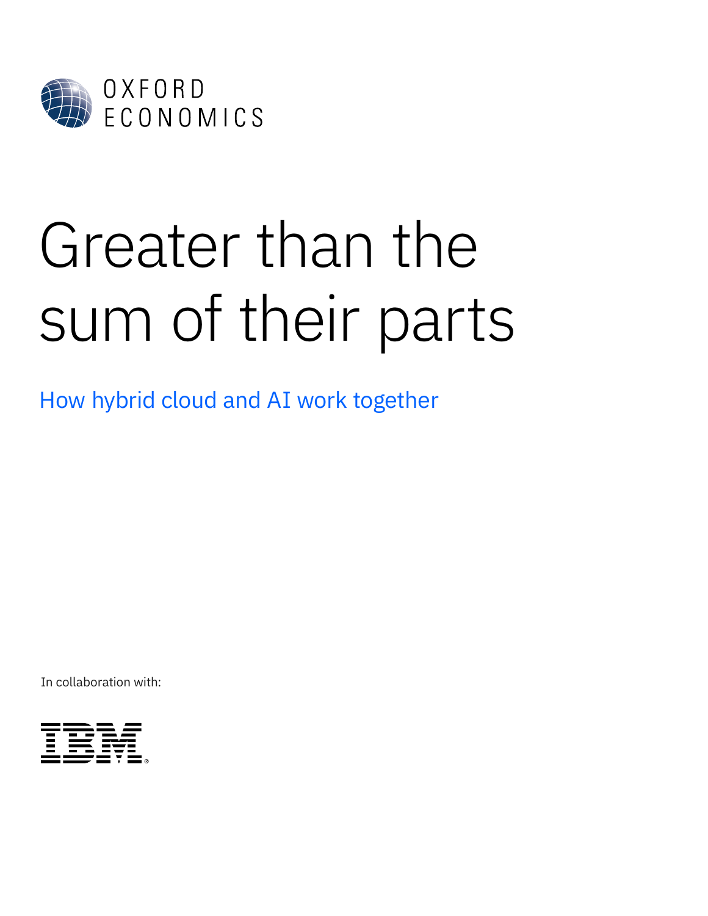OXFORD ECONOMICS

# Greater than the sum of their parts

## How hybrid cloud and AI work together

In collaboration with:

IBM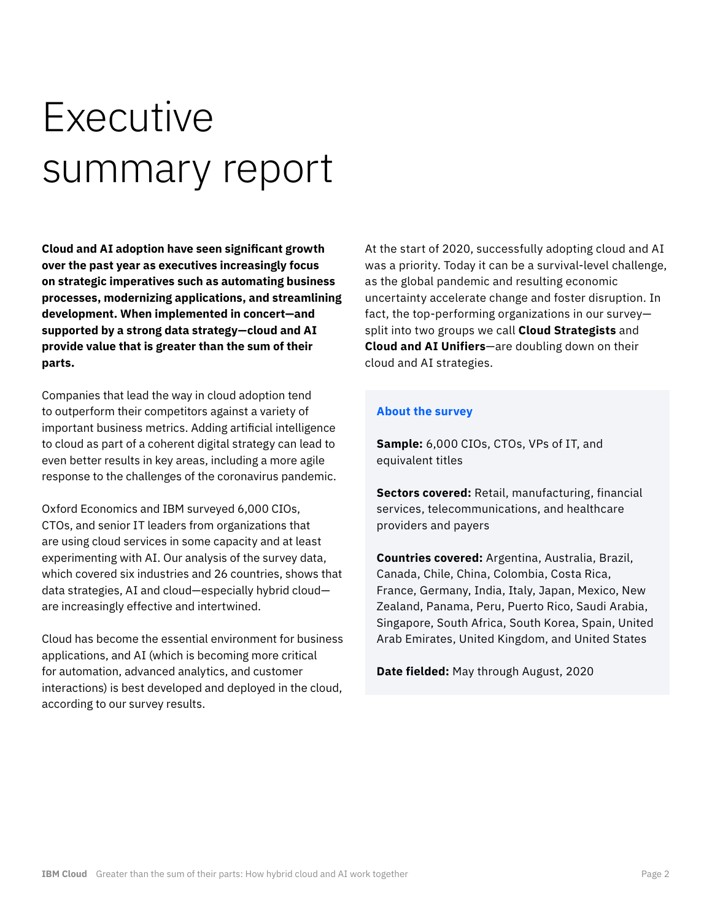# Executive summary report

**Cloud and AI adoption have seen significant growth over the past year as executives increasingly focus on strategic imperatives such as automating business processes, modernizing applications, and streamlining development. When implemented in concert—and supported by a strong data strategy—cloud and AI provide value that is greater than the sum of their parts.**

Companies that lead the way in cloud adoption tend to outperform their competitors against a variety of important business metrics. Adding artificial intelligence to cloud as part of a coherent digital strategy can lead to even better results in key areas, including a more agile response to the challenges of the coronavirus pandemic.

Oxford Economics and IBM surveyed 6,000 CIOs, CTOs, and senior IT leaders from organizations that are using cloud services in some capacity and at least experimenting with AI. Our analysis of the survey data, which covered six industries and 26 countries, shows that data strategies, AI and cloud—especially hybrid cloud—are increasingly effective and intertwined.

Cloud has become the essential environment for business applications, and AI (which is becoming more critical for automation, advanced analytics, and customer interactions) is best developed and deployed in the cloud, according to our survey results.

At the start of 2020, successfully adopting cloud and AI was a priority. Today it can be a survival-level challenge, as the global pandemic and resulting economic uncertainty accelerate change and foster disruption. In fact, the top-performing organizations in our survey—split into two groups we call **Cloud Strategists** and **Cloud and AI Unifiers**—are doubling down on their cloud and AI strategies.

### About the survey

**Sample:** 6,000 CIOs, CTOs, VPs of IT, and equivalent titles

**Sectors covered:** Retail, manufacturing, financial services, telecommunications, and healthcare providers and payers

**Countries covered:** Argentina, Australia, Brazil, Canada, Chile, China, Colombia, Costa Rica, France, Germany, India, Italy, Japan, Mexico, New Zealand, Panama, Peru, Puerto Rico, Saudi Arabia, Singapore, South Africa, South Korea, Spain, United Arab Emirates, United Kingdom, and United States

**Date fielded:** May through August, 2020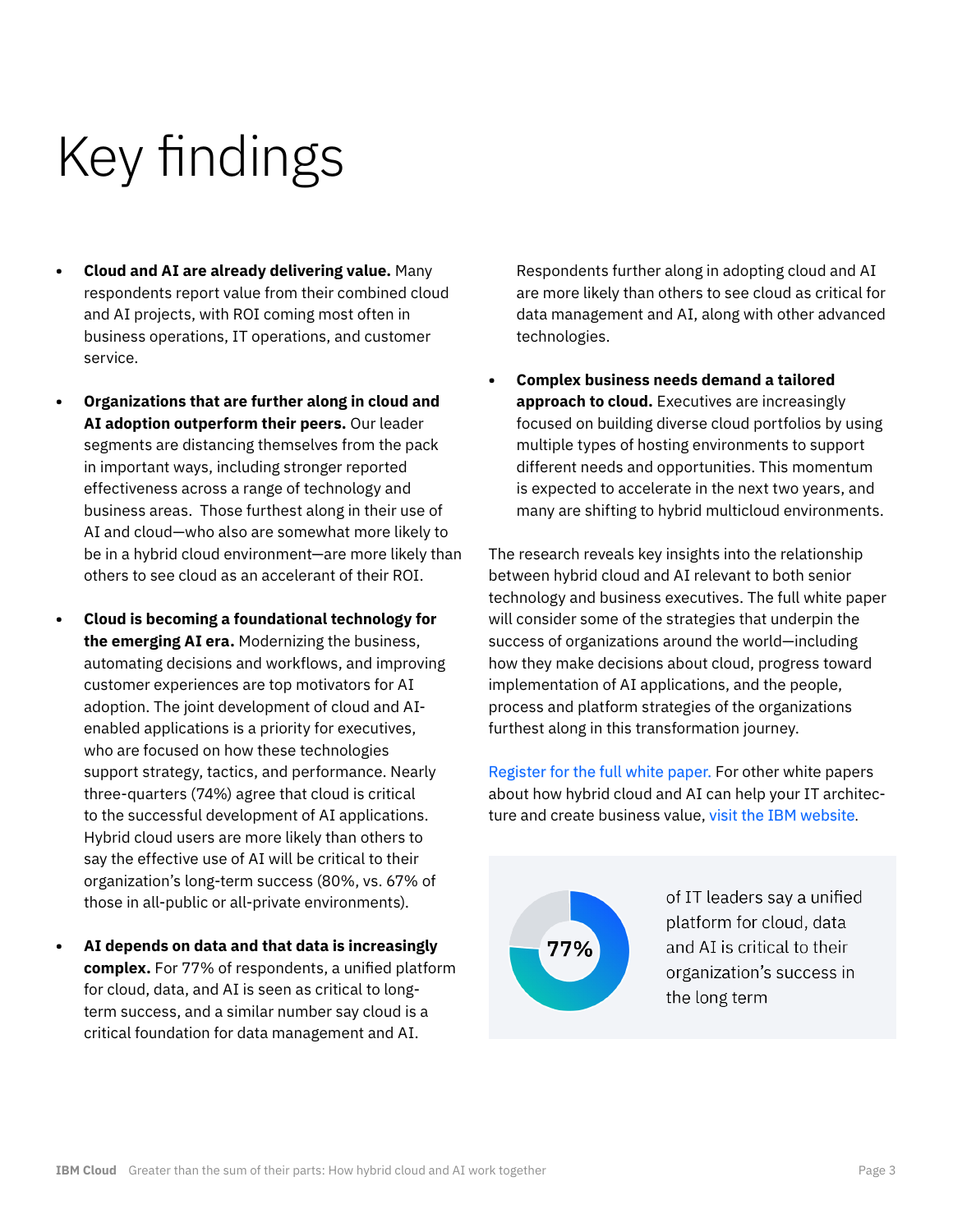# Key findings

- **Cloud and AI are already delivering value.** Many respondents report value from their combined cloud and AI projects, with ROI coming most often in business operations, IT operations, and customer service.

- **Organizations that are further along in cloud and AI adoption outperform their peers.** Our leader segments are distancing themselves from the pack in important ways, including stronger reported effectiveness across a range of technology and business areas. Those furthest along in their use of AI and cloud—who also are somewhat more likely to be in a hybrid cloud environment—are more likely than others to see cloud as an accelerant of their ROI.

- **Cloud is becoming a foundational technology for the emerging AI era.** Modernizing the business, automating decisions and workflows, and improving customer experiences are top motivators for AI adoption. The joint development of cloud and AI-enabled applications is a priority for executives, who are focused on how these technologies support strategy, tactics, and performance. Nearly three-quarters (74%) agree that cloud is critical to the successful development of AI applications. Hybrid cloud users are more likely than others to say the effective use of AI will be critical to their organization's long-term success (80%, vs. 67% of those in all-public or all-private environments).

- **AI depends on data and that data is increasingly complex.** For 77% of respondents, a unified platform for cloud, data, and AI is seen as critical to long-term success, and a similar number say cloud is a critical foundation for data management and AI. Respondents further along in adopting cloud and AI are more likely than others to see cloud as critical for data management and AI, along with other advanced technologies.

- **Complex business needs demand a tailored approach to cloud.** Executives are increasingly focused on building diverse cloud portfolios by using multiple types of hosting environments to support different needs and opportunities. This momentum is expected to accelerate in the next two years, and many are shifting to hybrid multicloud environments.

The research reveals key insights into the relationship between hybrid cloud and AI relevant to both senior technology and business executives. The full white paper will consider some of the strategies that underpin the success of organizations around the world—including how they make decisions about cloud, progress toward implementation of AI applications, and the people, process and platform strategies of the organizations furthest along in this transformation journey.

Register for the full white paper. For other white papers about how hybrid cloud and AI can help your IT architecture and create business value, visit the IBM website.

**77%** of IT leaders say a unified platform for cloud, data and AI is critical to their organization's success in the long term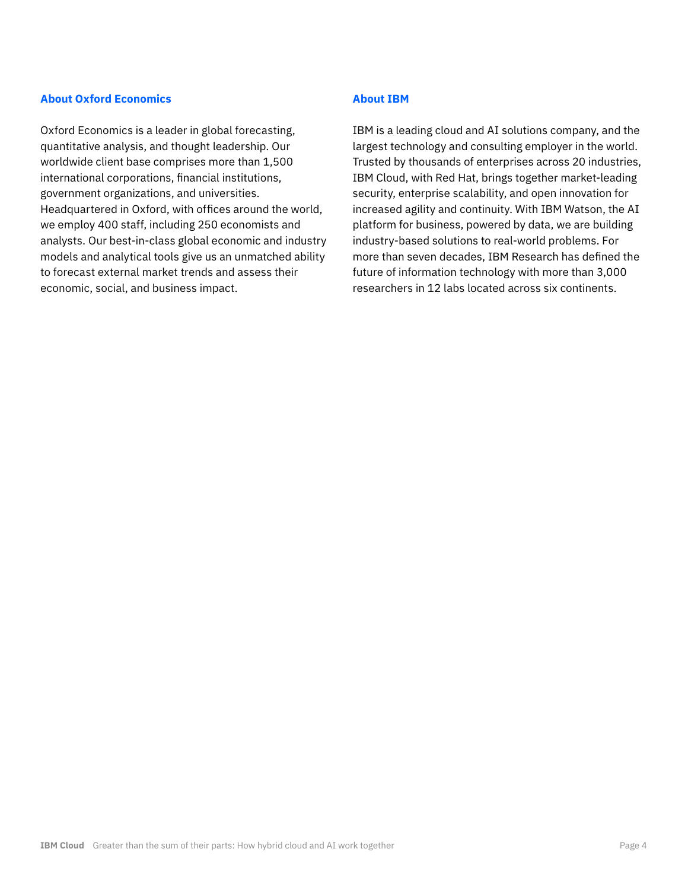## About Oxford Economics

Oxford Economics is a leader in global forecasting, quantitative analysis, and thought leadership. Our worldwide client base comprises more than 1,500 international corporations, financial institutions, government organizations, and universities. Headquartered in Oxford, with offices around the world, we employ 400 staff, including 250 economists and analysts. Our best-in-class global economic and industry models and analytical tools give us an unmatched ability to forecast external market trends and assess their economic, social, and business impact.

## About IBM

IBM is a leading cloud and AI solutions company, and the largest technology and consulting employer in the world. Trusted by thousands of enterprises across 20 industries, IBM Cloud, with Red Hat, brings together market-leading security, enterprise scalability, and open innovation for increased agility and continuity. With IBM Watson, the AI platform for business, powered by data, we are building industry-based solutions to real-world problems. For more than seven decades, IBM Research has defined the future of information technology with more than 3,000 researchers in 12 labs located across six continents.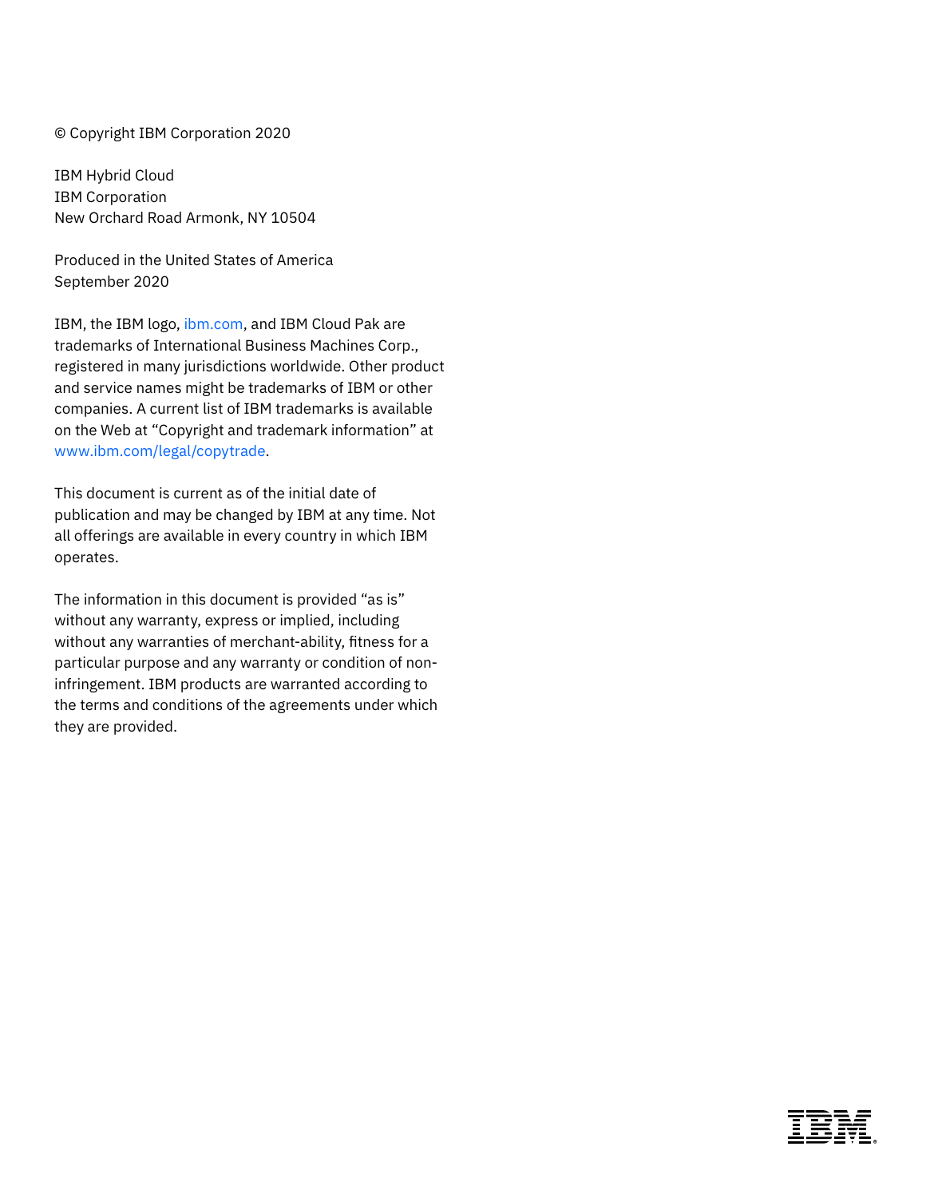© Copyright IBM Corporation 2020

IBM Hybrid Cloud
IBM Corporation
New Orchard Road Armonk, NY 10504

Produced in the United States of America
September 2020

IBM, the IBM logo, ibm.com, and IBM Cloud Pak are trademarks of International Business Machines Corp., registered in many jurisdictions worldwide. Other product and service names might be trademarks of IBM or other companies. A current list of IBM trademarks is available on the Web at "Copyright and trademark information" at www.ibm.com/legal/copytrade.

This document is current as of the initial date of publication and may be changed by IBM at any time. Not all offerings are available in every country in which IBM operates.

The information in this document is provided "as is" without any warranty, express or implied, including without any warranties of merchant-ability, fitness for a particular purpose and any warranty or condition of non-infringement. IBM products are warranted according to the terms and conditions of the agreements under which they are provided.